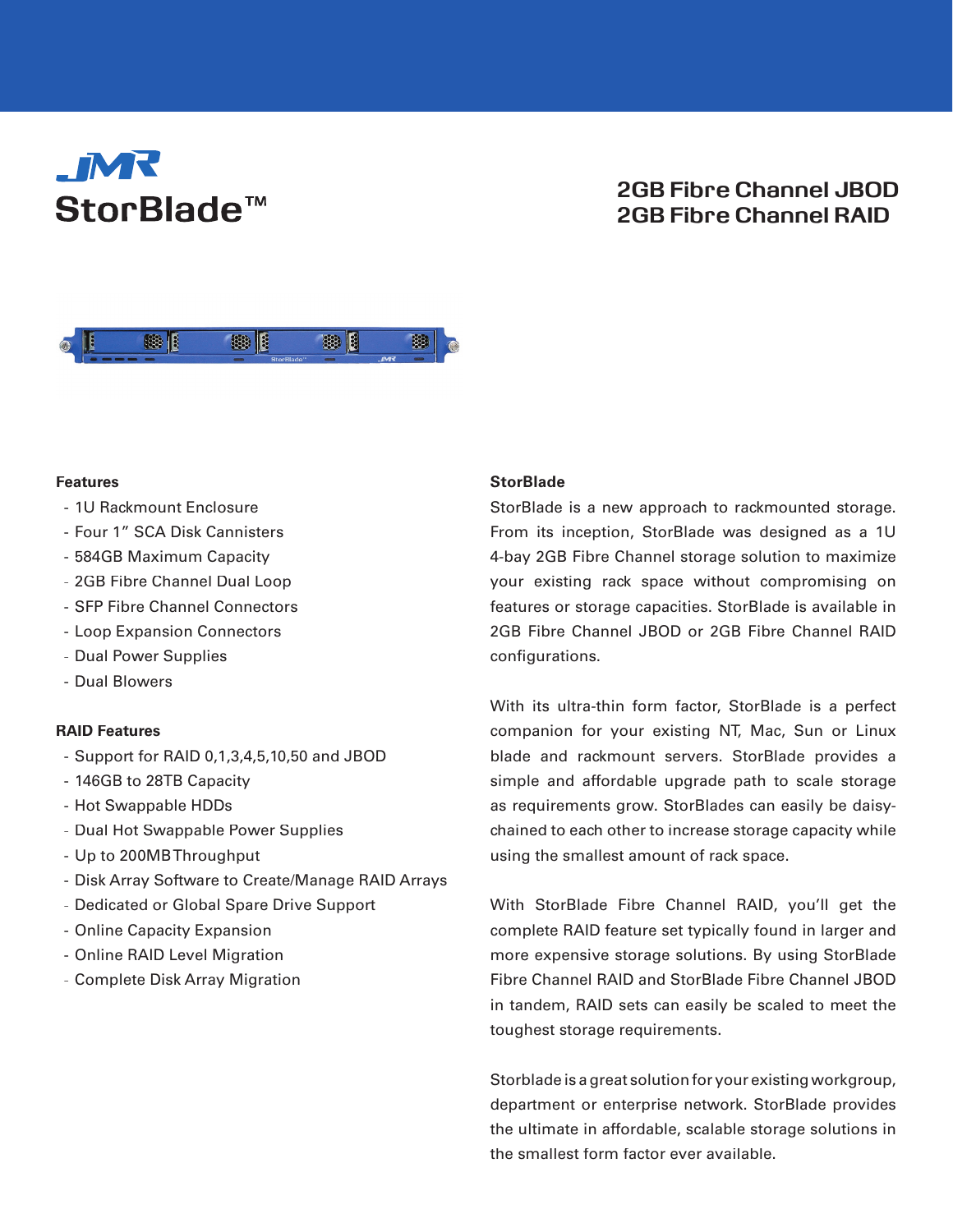# JMR StorBlade™

## 2GB Fibre Channel JBOD
## 2GB Fibre Channel RAID

### Features

- 1U Rackmount Enclosure
- Four 1" SCA Disk Cannisters
- 584GB Maximum Capacity
- 2GB Fibre Channel Dual Loop
- SFP Fibre Channel Connectors
- Loop Expansion Connectors
- Dual Power Supplies
- Dual Blowers

### RAID Features

- Support for RAID 0,1,3,4,5,10,50 and JBOD
- 146GB to 28TB Capacity
- Hot Swappable HDDs
- Dual Hot Swappable Power Supplies
- Up to 200MB Throughput
- Disk Array Software to Create/Manage RAID Arrays
- Dedicated or Global Spare Drive Support
- Online Capacity Expansion
- Online RAID Level Migration
- Complete Disk Array Migration

### StorBlade

StorBlade is a new approach to rackmounted storage. From its inception, StorBlade was designed as a 1U 4-bay 2GB Fibre Channel storage solution to maximize your existing rack space without compromising on features or storage capacities. StorBlade is available in 2GB Fibre Channel JBOD or 2GB Fibre Channel RAID configurations.

With its ultra-thin form factor, StorBlade is a perfect companion for your existing NT, Mac, Sun or Linux blade and rackmount servers. StorBlade provides a simple and affordable upgrade path to scale storage as requirements grow. StorBlades can easily be daisy-chained to each other to increase storage capacity while using the smallest amount of rack space.

With StorBlade Fibre Channel RAID, you'll get the complete RAID feature set typically found in larger and more expensive storage solutions. By using StorBlade Fibre Channel RAID and StorBlade Fibre Channel JBOD in tandem, RAID sets can easily be scaled to meet the toughest storage requirements.

Storblade is a great solution for your existing workgroup, department or enterprise network. StorBlade provides the ultimate in affordable, scalable storage solutions in the smallest form factor ever available.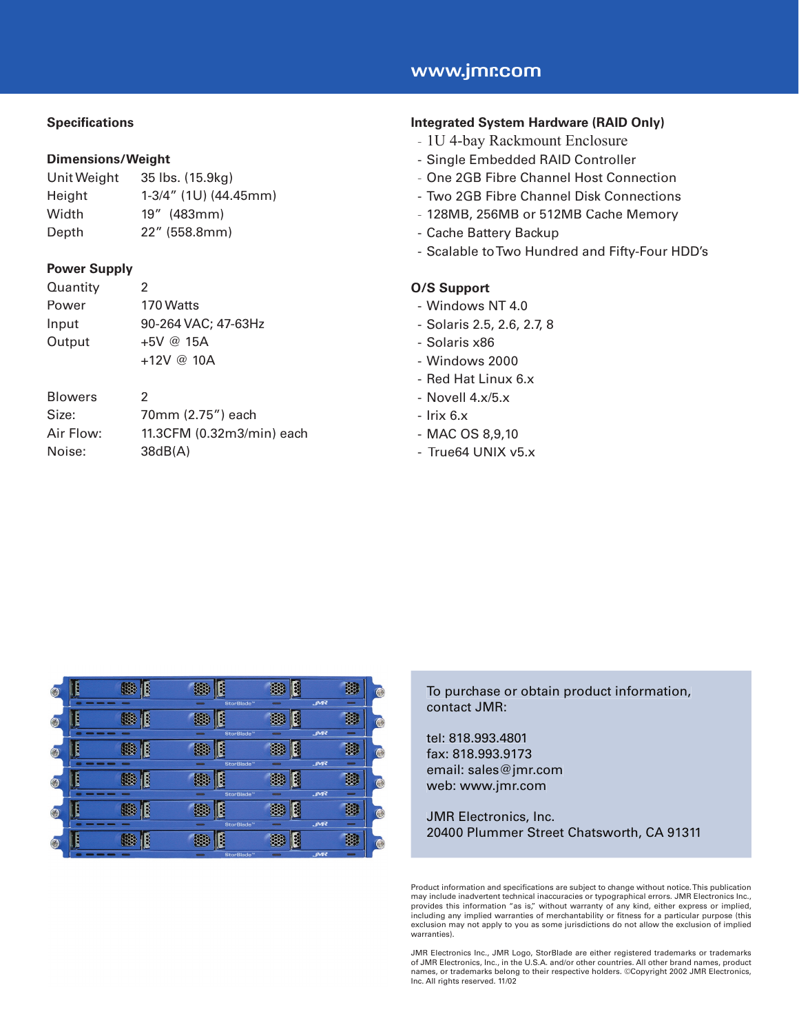www.jmr.com

## Specifications

### Dimensions/Weight

| | |
|---|---|
| Unit Weight | 35 lbs. (15.9kg) |
| Height | 1-3/4" (1U) (44.45mm) |
| Width | 19" (483mm) |
| Depth | 22" (558.8mm) |

### Power Supply

| | |
|---|---|
| Quantity | 2 |
| Power | 170 Watts |
| Input | 90-264 VAC; 47-63Hz |
| Output | +5V @ 15A |
| | +12V @ 10A |
| Blowers | 2 |
| Size: | 70mm (2.75") each |
| Air Flow: | 11.3CFM (0.32m3/min) each |
| Noise: | 38dB(A) |

### Integrated System Hardware (RAID Only)

- 1U 4-bay Rackmount Enclosure
- Single Embedded RAID Controller
- One 2GB Fibre Channel Host Connection
- Two 2GB Fibre Channel Disk Connections
- 128MB, 256MB or 512MB Cache Memory
- Cache Battery Backup
- Scalable to Two Hundred and Fifty-Four HDD's

### O/S Support

- Windows NT 4.0
- Solaris 2.5, 2.6, 2.7, 8
- Solaris x86
- Windows 2000
- Red Hat Linux 6.x
- Novell 4.x/5.x
- Irix 6.x
- MAC OS 8,9,10
- True64 UNIX v5.x

To purchase or obtain product information, contact JMR:

tel: 818.993.4801
fax: 818.993.9173
email: sales@jmr.com
web: www.jmr.com

JMR Electronics, Inc.
20400 Plummer Street Chatsworth, CA 91311

Product information and specifications are subject to change without notice. This publication may include inadvertent technical inaccuracies or typographical errors. JMR Electronics Inc., provides this information "as is," without warranty of any kind, either express or implied, including any implied warranties of merchantability or fitness for a particular purpose (this exclusion may not apply to you as some jurisdictions do not allow the exclusion of implied warranties).

JMR Electronics Inc., JMR Logo, StorBlade are either registered trademarks or trademarks of JMR Electronics, Inc., in the U.S.A. and/or other countries. All other brand names, product names, or trademarks belong to their respective holders. ©Copyright 2002 JMR Electronics, Inc. All rights reserved. 11/02